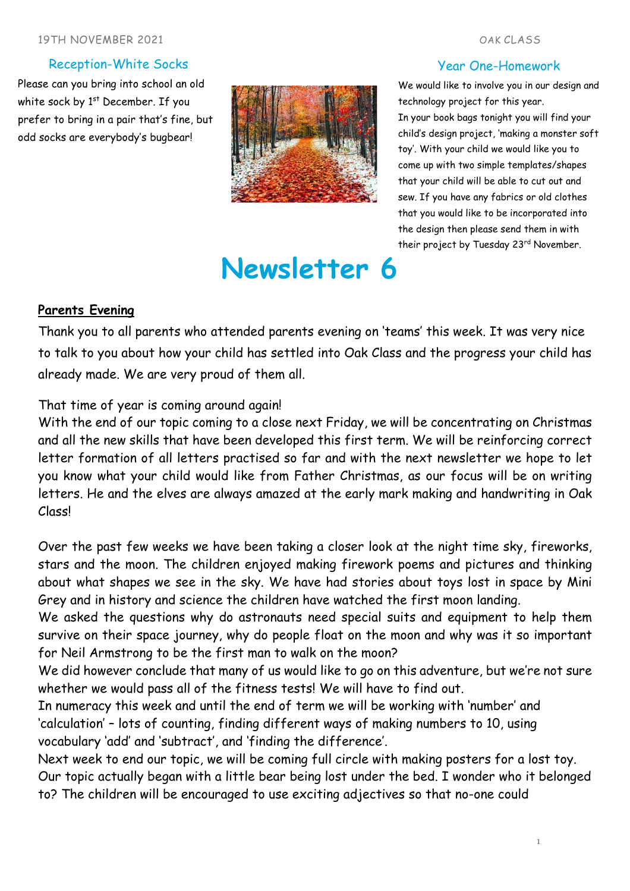19TH NOVEMBER 2021

OAK CLASS

### Reception-White Socks

Please can you bring into school an old white sock by 1st December. If you prefer to bring in a pair that's fine, but odd socks are everybody's bugbear!

### Year One-Homework

We would like to involve you in our design and technology project for this year.
In your book bags tonight you will find your child's design project, 'making a monster soft toy'. With your child we would like you to come up with two simple templates/shapes that your child will be able to cut out and sew. If you have any fabrics or old clothes that you would like to be incorporated into the design then please send them in with their project by Tuesday 23rd November.

# Newsletter 6

**Parents Evening**

Thank you to all parents who attended parents evening on 'teams' this week. It was very nice to talk to you about how your child has settled into Oak Class and the progress your child has already made. We are very proud of them all.

That time of year is coming around again!
With the end of our topic coming to a close next Friday, we will be concentrating on Christmas and all the new skills that have been developed this first term. We will be reinforcing correct letter formation of all letters practised so far and with the next newsletter we hope to let you know what your child would like from Father Christmas, as our focus will be on writing letters. He and the elves are always amazed at the early mark making and handwriting in Oak Class!

Over the past few weeks we have been taking a closer look at the night time sky, fireworks, stars and the moon. The children enjoyed making firework poems and pictures and thinking about what shapes we see in the sky. We have had stories about toys lost in space by Mini Grey and in history and science the children have watched the first moon landing.
We asked the questions why do astronauts need special suits and equipment to help them survive on their space journey, why do people float on the moon and why was it so important for Neil Armstrong to be the first man to walk on the moon?
We did however conclude that many of us would like to go on this adventure, but we're not sure whether we would pass all of the fitness tests! We will have to find out.
In numeracy this week and until the end of term we will be working with 'number' and 'calculation' – lots of counting, finding different ways of making numbers to 10, using vocabulary 'add' and 'subtract', and 'finding the difference'.
Next week to end our topic, we will be coming full circle with making posters for a lost toy. Our topic actually began with a little bear being lost under the bed. I wonder who it belonged to? The children will be encouraged to use exciting adjectives so that no-one could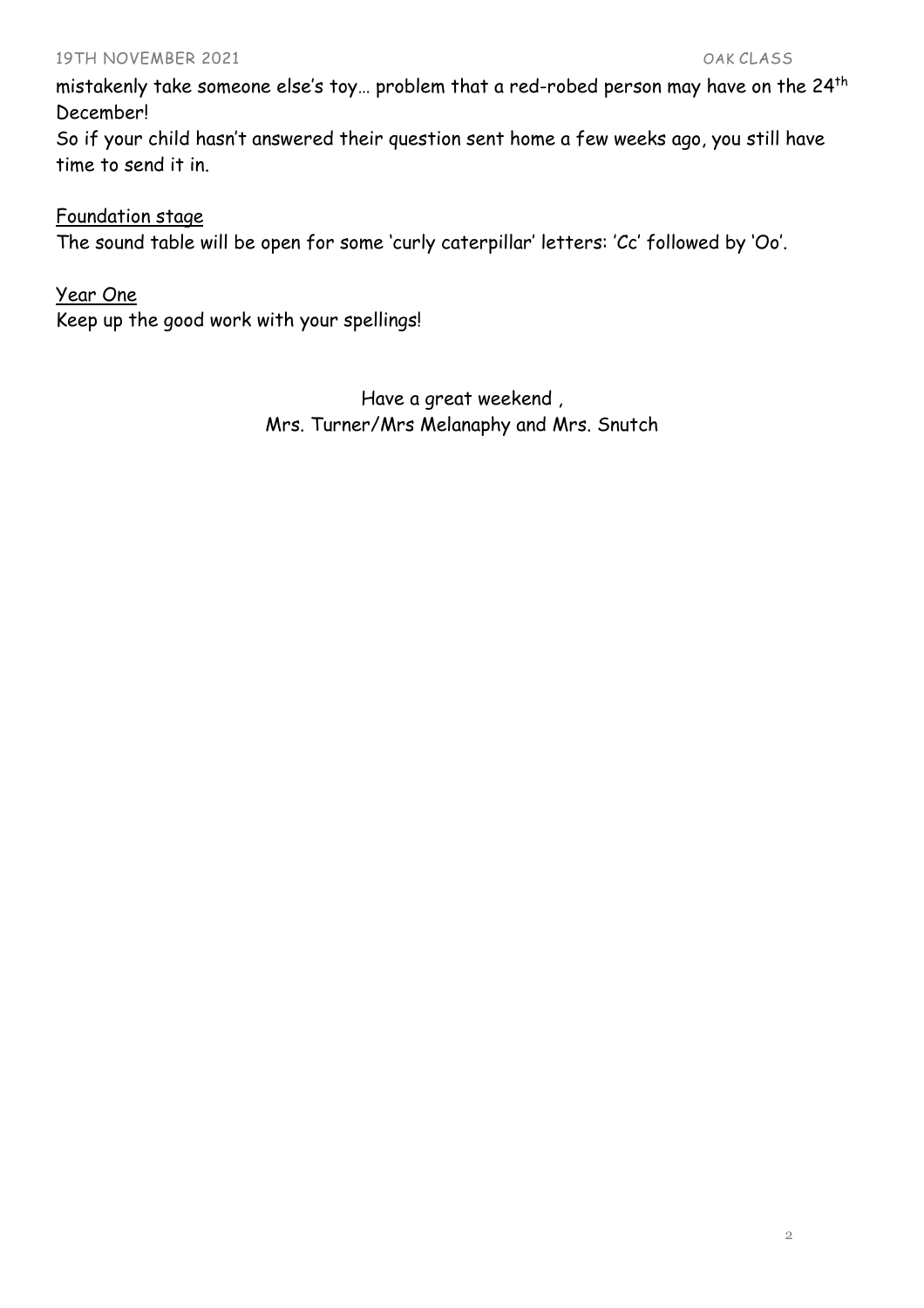mistakenly take someone else's toy… problem that a red-robed person may have on the 24th December!

So if your child hasn't answered their question sent home a few weeks ago, you still have time to send it in.

Foundation stage

The sound table will be open for some 'curly caterpillar' letters: 'Cc' followed by 'Oo'.

Year One

Keep up the good work with your spellings!

Have a great weekend ,
Mrs. Turner/Mrs Melanaphy and Mrs. Snutch